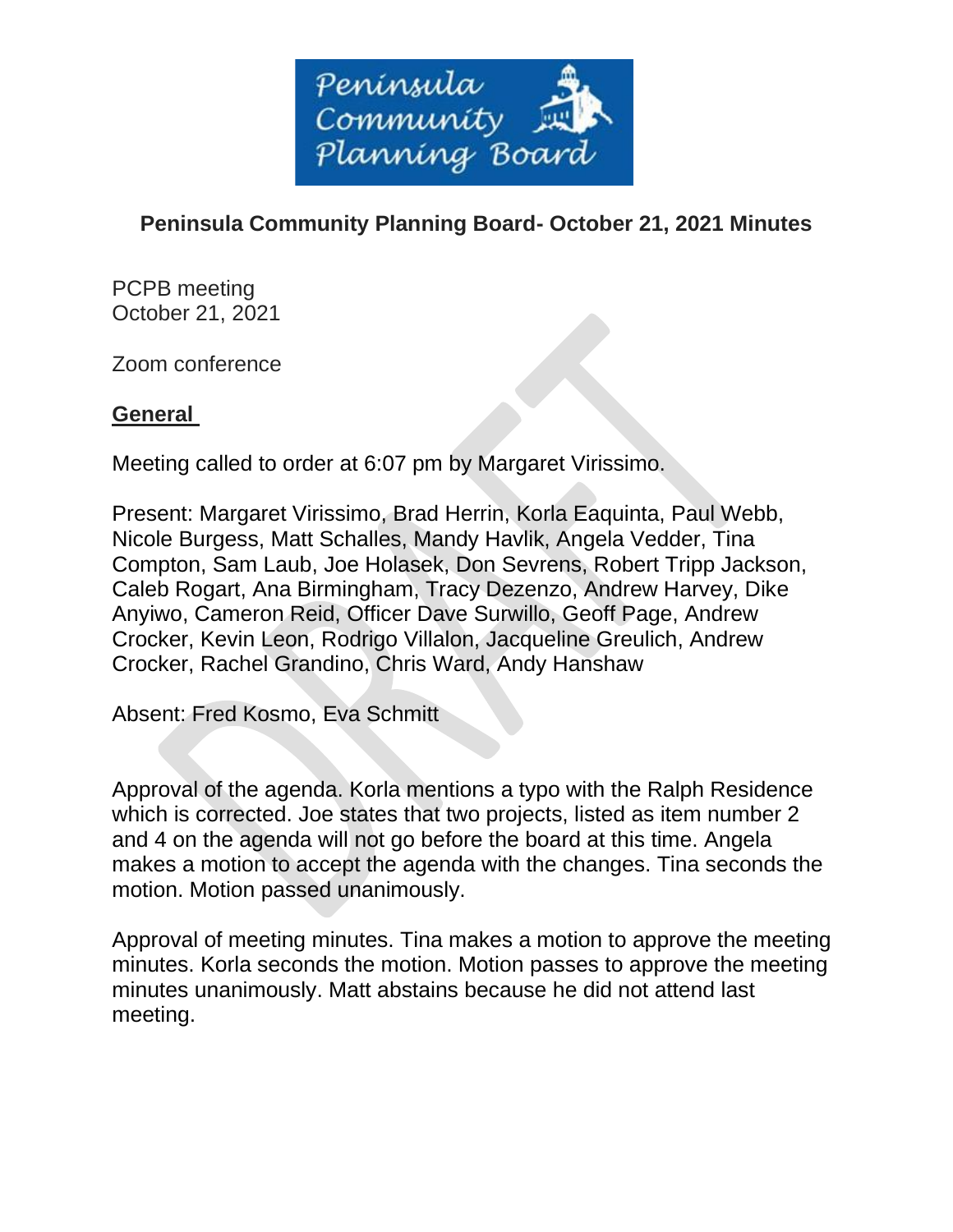Peninsula Community Planning Board

## Peninsula Community Planning Board- October 21, 2021 Minutes

PCPB meeting
October 21, 2021

Zoom conference

**General**

Meeting called to order at 6:07 pm by Margaret Virissimo.

Present: Margaret Virissimo, Brad Herrin, Korla Eaquinta, Paul Webb, Nicole Burgess, Matt Schalles, Mandy Havlik, Angela Vedder, Tina Compton, Sam Laub, Joe Holasek, Don Sevrens, Robert Tripp Jackson, Caleb Rogart, Ana Birmingham, Tracy Dezenzo, Andrew Harvey, Dike Anyiwo, Cameron Reid, Officer Dave Surwillo, Geoff Page, Andrew Crocker, Kevin Leon, Rodrigo Villalon, Jacqueline Greulich, Andrew Crocker, Rachel Grandino, Chris Ward, Andy Hanshaw

Absent: Fred Kosmo, Eva Schmitt

Approval of the agenda. Korla mentions a typo with the Ralph Residence which is corrected. Joe states that two projects, listed as item number 2 and 4 on the agenda will not go before the board at this time. Angela makes a motion to accept the agenda with the changes. Tina seconds the motion. Motion passed unanimously.

Approval of meeting minutes. Tina makes a motion to approve the meeting minutes. Korla seconds the motion. Motion passes to approve the meeting minutes unanimously. Matt abstains because he did not attend last meeting.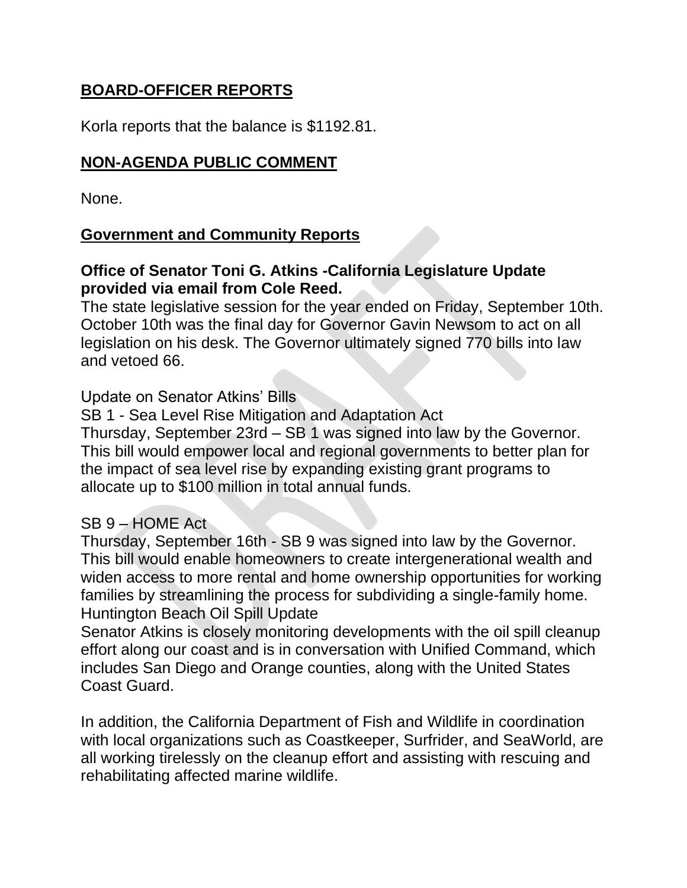## **BOARD-OFFICER REPORTS**

Korla reports that the balance is $1192.81.

## **NON-AGENDA PUBLIC COMMENT**

None.

## **Government and Community Reports**

### **Office of Senator Toni G. Atkins -California Legislature Update provided via email from Cole Reed.**

The state legislative session for the year ended on Friday, September 10th. October 10th was the final day for Governor Gavin Newsom to act on all legislation on his desk. The Governor ultimately signed 770 bills into law and vetoed 66.

Update on Senator Atkins' Bills

SB 1 - Sea Level Rise Mitigation and Adaptation Act

Thursday, September 23rd – SB 1 was signed into law by the Governor. This bill would empower local and regional governments to better plan for the impact of sea level rise by expanding existing grant programs to allocate up to $100 million in total annual funds.

SB 9 – HOME Act

Thursday, September 16th - SB 9 was signed into law by the Governor. This bill would enable homeowners to create intergenerational wealth and widen access to more rental and home ownership opportunities for working families by streamlining the process for subdividing a single-family home.

Huntington Beach Oil Spill Update

Senator Atkins is closely monitoring developments with the oil spill cleanup effort along our coast and is in conversation with Unified Command, which includes San Diego and Orange counties, along with the United States Coast Guard.

In addition, the California Department of Fish and Wildlife in coordination with local organizations such as Coastkeeper, Surfrider, and SeaWorld, are all working tirelessly on the cleanup effort and assisting with rescuing and rehabilitating affected marine wildlife.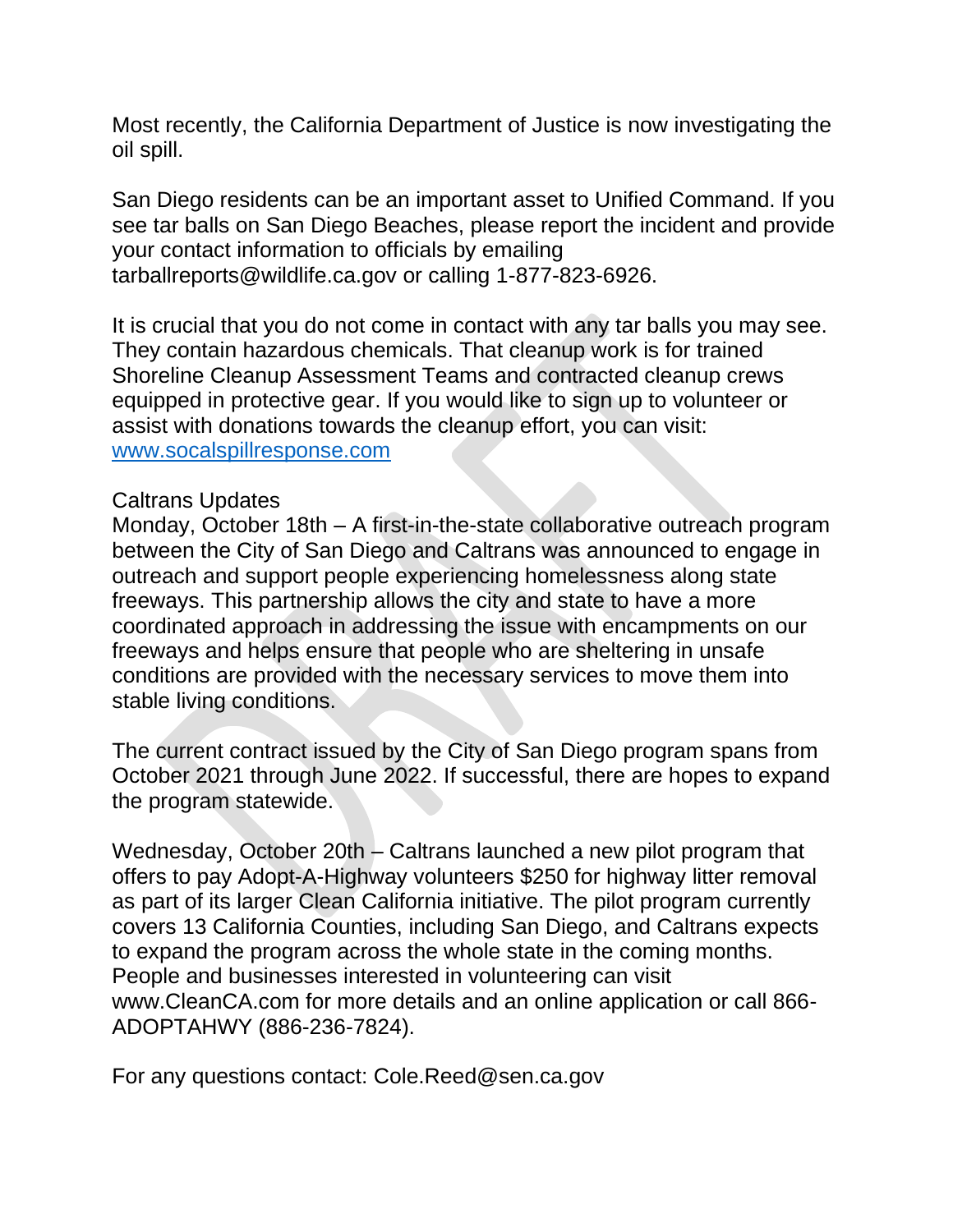Most recently, the California Department of Justice is now investigating the oil spill.

San Diego residents can be an important asset to Unified Command. If you see tar balls on San Diego Beaches, please report the incident and provide your contact information to officials by emailing tarballreports@wildlife.ca.gov or calling 1-877-823-6926.

It is crucial that you do not come in contact with any tar balls you may see. They contain hazardous chemicals. That cleanup work is for trained Shoreline Cleanup Assessment Teams and contracted cleanup crews equipped in protective gear. If you would like to sign up to volunteer or assist with donations towards the cleanup effort, you can visit: [www.socalspillresponse.com](http://www.socalspillresponse.com)

Caltrans Updates

Monday, October 18th – A first-in-the-state collaborative outreach program between the City of San Diego and Caltrans was announced to engage in outreach and support people experiencing homelessness along state freeways. This partnership allows the city and state to have a more coordinated approach in addressing the issue with encampments on our freeways and helps ensure that people who are sheltering in unsafe conditions are provided with the necessary services to move them into stable living conditions.

The current contract issued by the City of San Diego program spans from October 2021 through June 2022. If successful, there are hopes to expand the program statewide.

Wednesday, October 20th – Caltrans launched a new pilot program that offers to pay Adopt-A-Highway volunteers $250 for highway litter removal as part of its larger Clean California initiative. The pilot program currently covers 13 California Counties, including San Diego, and Caltrans expects to expand the program across the whole state in the coming months. People and businesses interested in volunteering can visit www.CleanCA.com for more details and an online application or call 866-ADOPTAHWY (886-236-7824).

For any questions contact: Cole.Reed@sen.ca.gov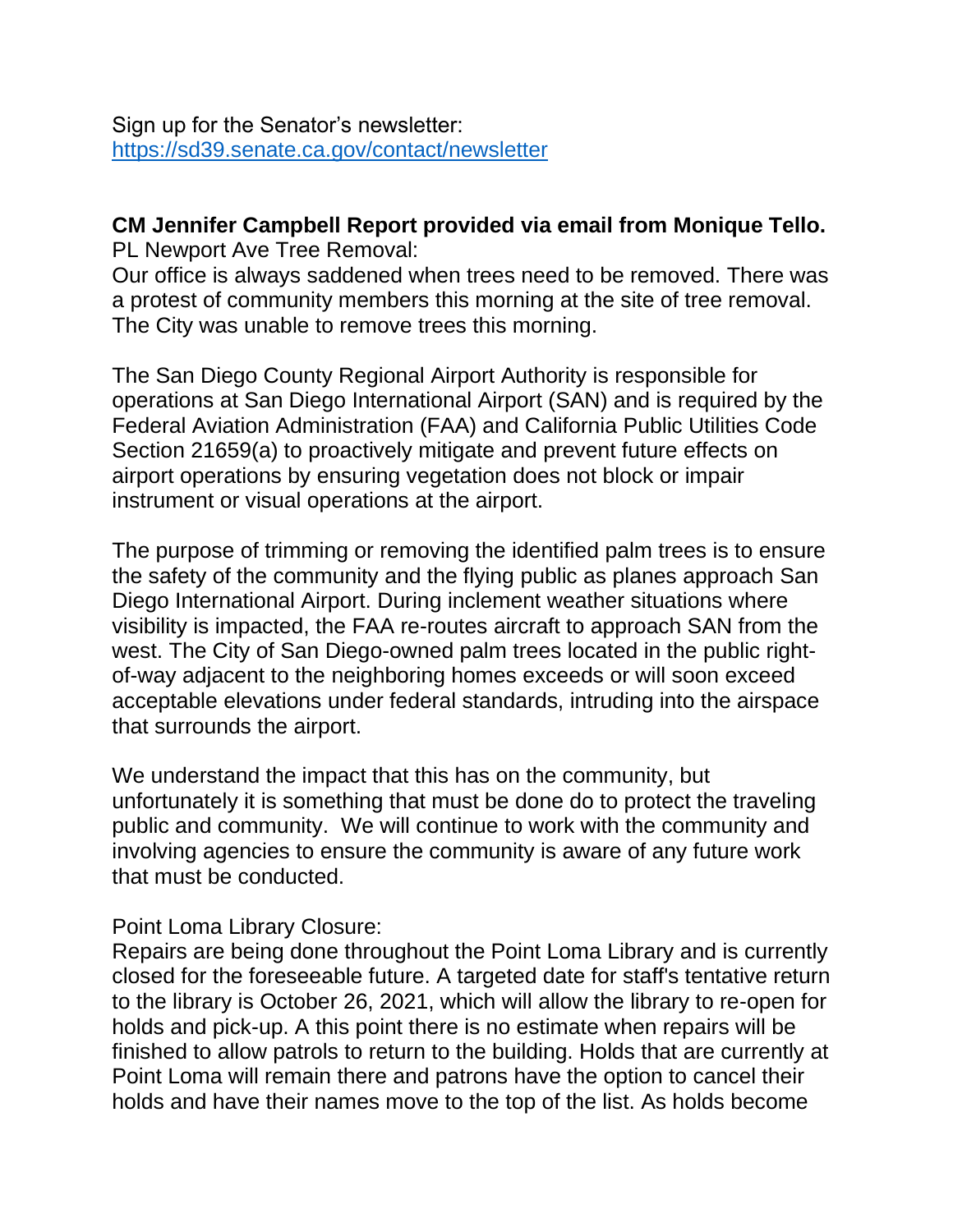Sign up for the Senator's newsletter:
https://sd39.senate.ca.gov/contact/newsletter

**CM Jennifer Campbell Report provided via email from Monique Tello.**
PL Newport Ave Tree Removal:
Our office is always saddened when trees need to be removed. There was a protest of community members this morning at the site of tree removal. The City was unable to remove trees this morning.

The San Diego County Regional Airport Authority is responsible for operations at San Diego International Airport (SAN) and is required by the Federal Aviation Administration (FAA) and California Public Utilities Code Section 21659(a) to proactively mitigate and prevent future effects on airport operations by ensuring vegetation does not block or impair instrument or visual operations at the airport.

The purpose of trimming or removing the identified palm trees is to ensure the safety of the community and the flying public as planes approach San Diego International Airport. During inclement weather situations where visibility is impacted, the FAA re-routes aircraft to approach SAN from the west. The City of San Diego-owned palm trees located in the public right-of-way adjacent to the neighboring homes exceeds or will soon exceed acceptable elevations under federal standards, intruding into the airspace that surrounds the airport.

We understand the impact that this has on the community, but unfortunately it is something that must be done do to protect the traveling public and community. We will continue to work with the community and involving agencies to ensure the community is aware of any future work that must be conducted.

Point Loma Library Closure:
Repairs are being done throughout the Point Loma Library and is currently closed for the foreseeable future. A targeted date for staff's tentative return to the library is October 26, 2021, which will allow the library to re-open for holds and pick-up. A this point there is no estimate when repairs will be finished to allow patrols to return to the building. Holds that are currently at Point Loma will remain there and patrons have the option to cancel their holds and have their names move to the top of the list. As holds become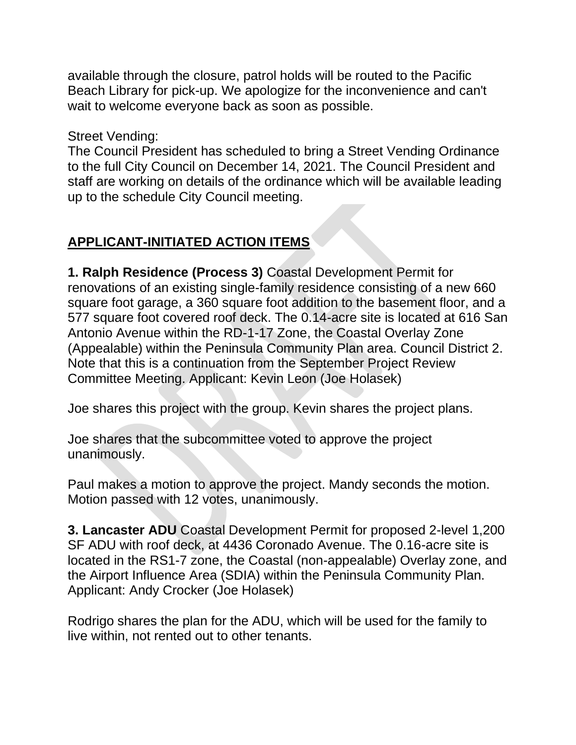available through the closure, patrol holds will be routed to the Pacific Beach Library for pick-up. We apologize for the inconvenience and can't wait to welcome everyone back as soon as possible.

Street Vending:
The Council President has scheduled to bring a Street Vending Ordinance to the full City Council on December 14, 2021. The Council President and staff are working on details of the ordinance which will be available leading up to the schedule City Council meeting.

## APPLICANT-INITIATED ACTION ITEMS

**1. Ralph Residence (Process 3)** Coastal Development Permit for renovations of an existing single-family residence consisting of a new 660 square foot garage, a 360 square foot addition to the basement floor, and a 577 square foot covered roof deck. The 0.14-acre site is located at 616 San Antonio Avenue within the RD-1-17 Zone, the Coastal Overlay Zone (Appealable) within the Peninsula Community Plan area. Council District 2. Note that this is a continuation from the September Project Review Committee Meeting. Applicant: Kevin Leon (Joe Holasek)

Joe shares this project with the group. Kevin shares the project plans.

Joe shares that the subcommittee voted to approve the project unanimously.

Paul makes a motion to approve the project. Mandy seconds the motion. Motion passed with 12 votes, unanimously.

**3. Lancaster ADU** Coastal Development Permit for proposed 2-level 1,200 SF ADU with roof deck, at 4436 Coronado Avenue. The 0.16-acre site is located in the RS1-7 zone, the Coastal (non-appealable) Overlay zone, and the Airport Influence Area (SDIA) within the Peninsula Community Plan. Applicant: Andy Crocker (Joe Holasek)

Rodrigo shares the plan for the ADU, which will be used for the family to live within, not rented out to other tenants.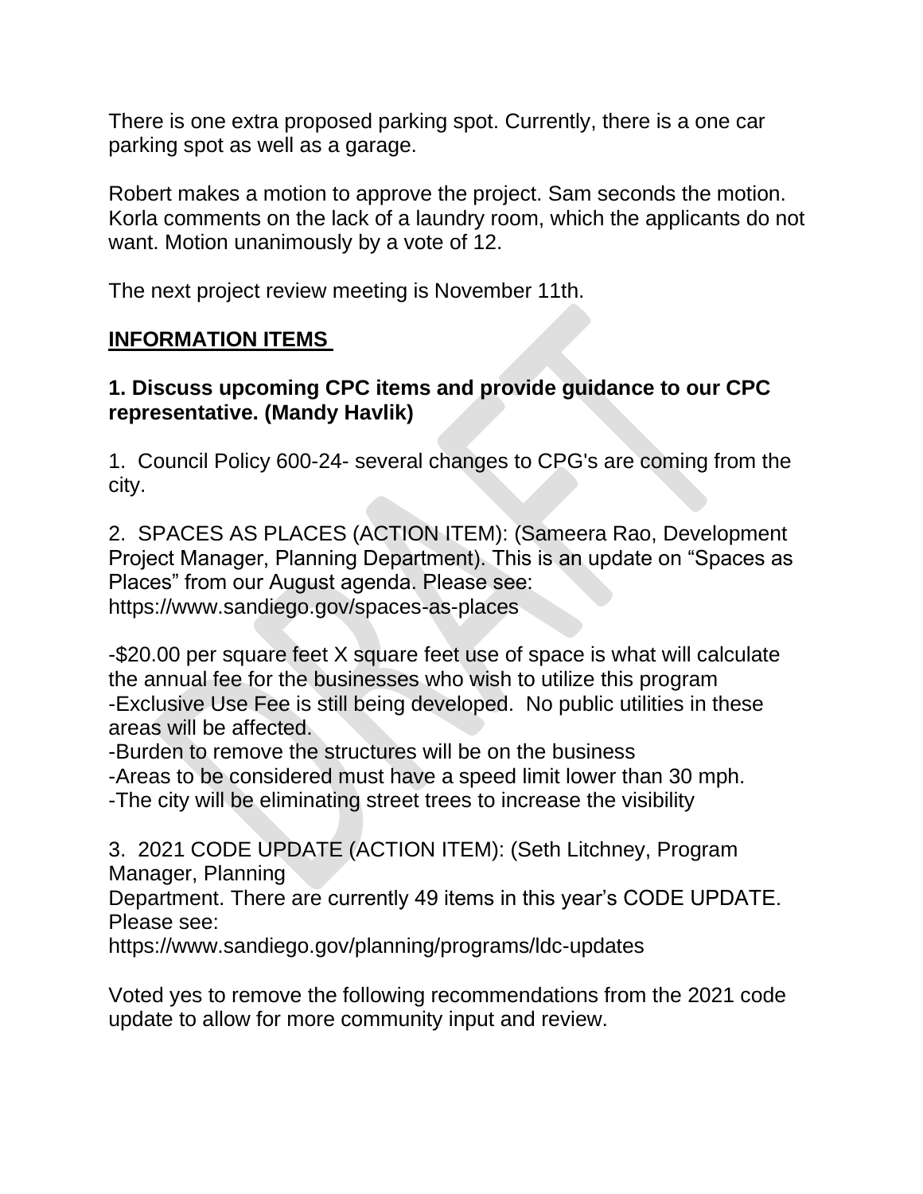There is one extra proposed parking spot. Currently, there is a one car parking spot as well as a garage.

Robert makes a motion to approve the project. Sam seconds the motion. Korla comments on the lack of a laundry room, which the applicants do not want. Motion unanimously by a vote of 12.

The next project review meeting is November 11th.

## INFORMATION ITEMS

### 1. Discuss upcoming CPC items and provide guidance to our CPC representative. (Mandy Havlik)

1. Council Policy 600-24- several changes to CPG's are coming from the city.

2. SPACES AS PLACES (ACTION ITEM): (Sameera Rao, Development Project Manager, Planning Department). This is an update on “Spaces as Places” from our August agenda. Please see: https://www.sandiego.gov/spaces-as-places

-$20.00 per square feet X square feet use of space is what will calculate the annual fee for the businesses who wish to utilize this program
-Exclusive Use Fee is still being developed. No public utilities in these areas will be affected.
-Burden to remove the structures will be on the business
-Areas to be considered must have a speed limit lower than 30 mph.
-The city will be eliminating street trees to increase the visibility

3. 2021 CODE UPDATE (ACTION ITEM): (Seth Litchney, Program Manager, Planning Department. There are currently 49 items in this year’s CODE UPDATE. Please see: https://www.sandiego.gov/planning/programs/ldc-updates

Voted yes to remove the following recommendations from the 2021 code update to allow for more community input and review.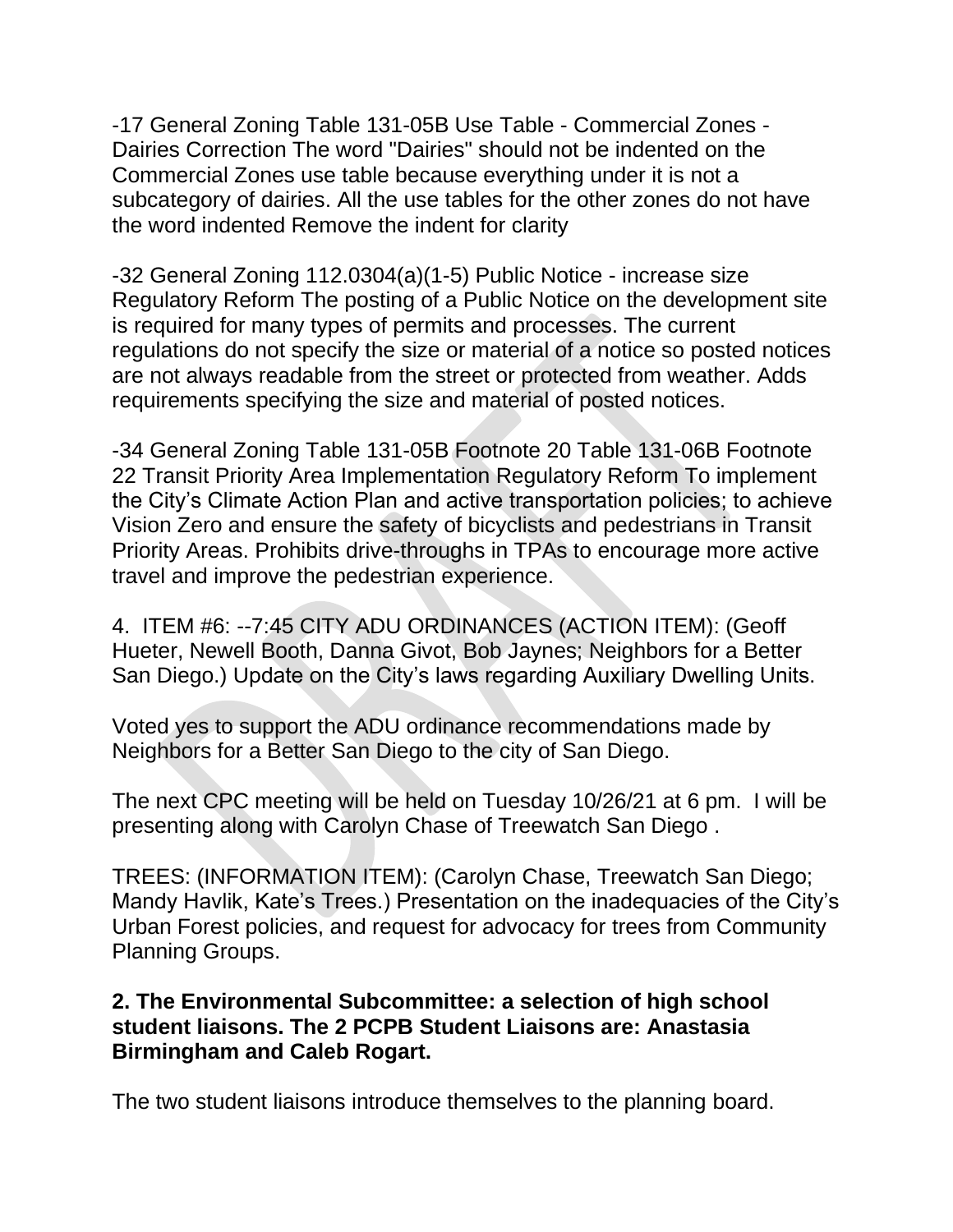-17 General Zoning Table 131-05B Use Table - Commercial Zones - Dairies Correction The word "Dairies" should not be indented on the Commercial Zones use table because everything under it is not a subcategory of dairies. All the use tables for the other zones do not have the word indented Remove the indent for clarity

-32 General Zoning 112.0304(a)(1-5) Public Notice - increase size Regulatory Reform The posting of a Public Notice on the development site is required for many types of permits and processes. The current regulations do not specify the size or material of a notice so posted notices are not always readable from the street or protected from weather. Adds requirements specifying the size and material of posted notices.

-34 General Zoning Table 131-05B Footnote 20 Table 131-06B Footnote 22 Transit Priority Area Implementation Regulatory Reform To implement the City's Climate Action Plan and active transportation policies; to achieve Vision Zero and ensure the safety of bicyclists and pedestrians in Transit Priority Areas. Prohibits drive-throughs in TPAs to encourage more active travel and improve the pedestrian experience.

4. ITEM #6: --7:45 CITY ADU ORDINANCES (ACTION ITEM): (Geoff Hueter, Newell Booth, Danna Givot, Bob Jaynes; Neighbors for a Better San Diego.) Update on the City's laws regarding Auxiliary Dwelling Units.

Voted yes to support the ADU ordinance recommendations made by Neighbors for a Better San Diego to the city of San Diego.

The next CPC meeting will be held on Tuesday 10/26/21 at 6 pm. I will be presenting along with Carolyn Chase of Treewatch San Diego .

TREES: (INFORMATION ITEM): (Carolyn Chase, Treewatch San Diego; Mandy Havlik, Kate's Trees.) Presentation on the inadequacies of the City's Urban Forest policies, and request for advocacy for trees from Community Planning Groups.

**2. The Environmental Subcommittee: a selection of high school student liaisons. The 2 PCPB Student Liaisons are: Anastasia Birmingham and Caleb Rogart.**

The two student liaisons introduce themselves to the planning board.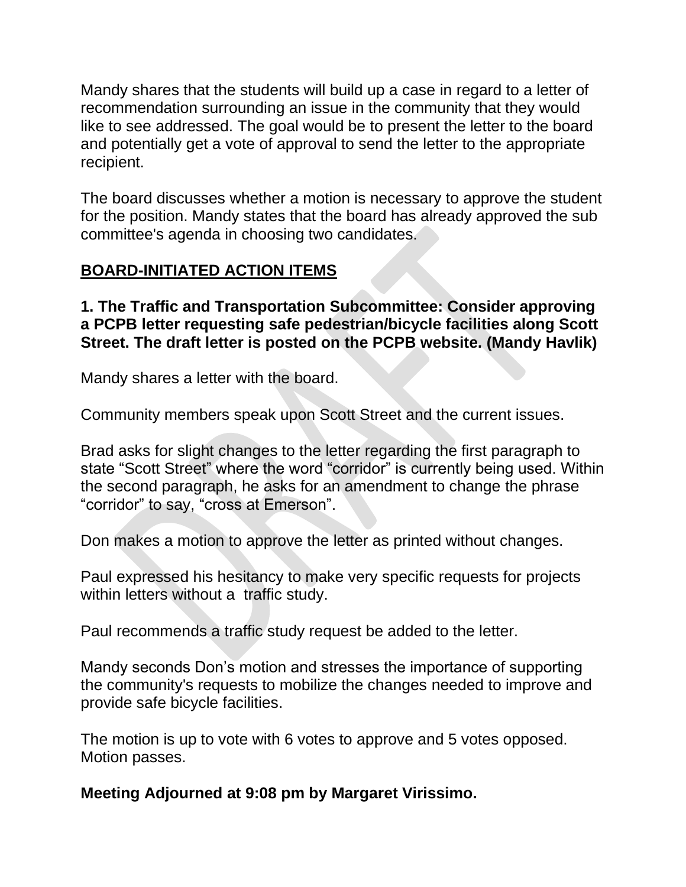Mandy shares that the students will build up a case in regard to a letter of recommendation surrounding an issue in the community that they would like to see addressed. The goal would be to present the letter to the board and potentially get a vote of approval to send the letter to the appropriate recipient.

The board discusses whether a motion is necessary to approve the student for the position. Mandy states that the board has already approved the sub committee's agenda in choosing two candidates.

## BOARD-INITIATED ACTION ITEMS

**1. The Traffic and Transportation Subcommittee: Consider approving a PCPB letter requesting safe pedestrian/bicycle facilities along Scott Street. The draft letter is posted on the PCPB website. (Mandy Havlik)**

Mandy shares a letter with the board.

Community members speak upon Scott Street and the current issues.

Brad asks for slight changes to the letter regarding the first paragraph to state "Scott Street" where the word "corridor" is currently being used. Within the second paragraph, he asks for an amendment to change the phrase "corridor" to say, "cross at Emerson".

Don makes a motion to approve the letter as printed without changes.

Paul expressed his hesitancy to make very specific requests for projects within letters without a traffic study.

Paul recommends a traffic study request be added to the letter.

Mandy seconds Don's motion and stresses the importance of supporting the community's requests to mobilize the changes needed to improve and provide safe bicycle facilities.

The motion is up to vote with 6 votes to approve and 5 votes opposed. Motion passes.

**Meeting Adjourned at 9:08 pm by Margaret Virissimo.**